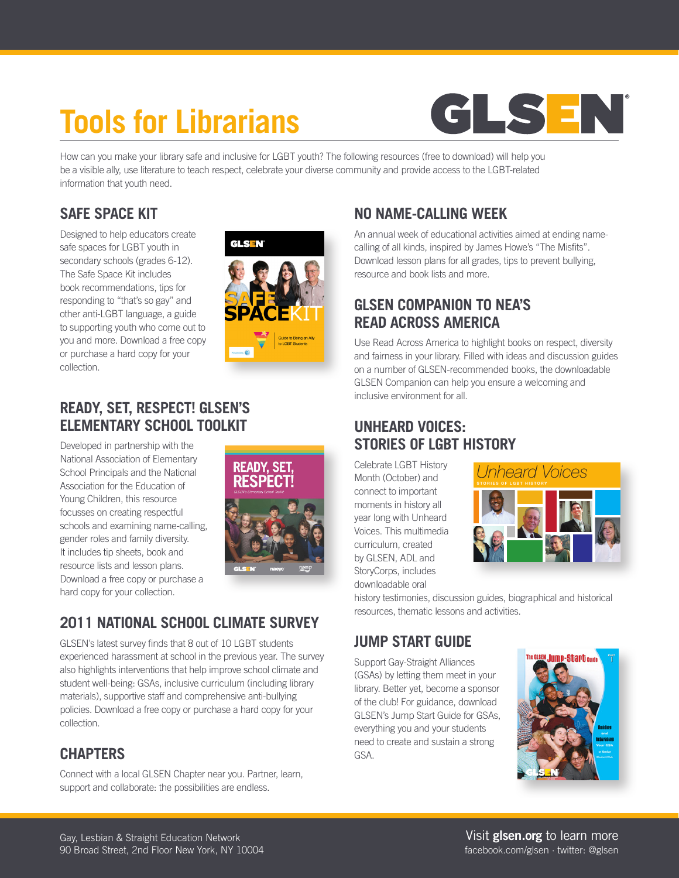# Tools for Librarians

How can you make your library safe and inclusive for LGBT youth? The following resources (free to download) will help you be a visible ally, use literature to teach respect, celebrate your diverse community and provide access to the LGBT-related information that youth need.

## SAFE SPACE KIT

Designed to help educators create safe spaces for LGBT youth in secondary schools (grades 6-12). The Safe Space Kit includes book recommendations, tips for responding to "that's so gay" and other anti-LGBT language, a guide to supporting youth who come out to you and more. Download a free copy or purchase a hard copy for your collection.

## READY, SET, RESPECT! GLSEN'S ELEMENTARY SCHOOL TOOLKIT

Developed in partnership with the National Association of Elementary School Principals and the National Association for the Education of Young Children, this resource focusses on creating respectful schools and examining name-calling, gender roles and family diversity. It includes tip sheets, book and resource lists and lesson plans. Download a free copy or purchase a hard copy for your collection.

## 2011 NATIONAL SCHOOL CLIMATE SURVEY

GLSEN's latest survey finds that 8 out of 10 LGBT students experienced harassment at school in the previous year. The survey also highlights interventions that help improve school climate and student well-being: GSAs, inclusive curriculum (including library materials), supportive staff and comprehensive anti-bullying policies. Download a free copy or purchase a hard copy for your collection.

## CHAPTERS

Connect with a local GLSEN Chapter near you. Partner, learn, support and collaborate: the possibilities are endless.

## NO NAME-CALLING WEEK

An annual week of educational activities aimed at ending name-calling of all kinds, inspired by James Howe's "The Misfits". Download lesson plans for all grades, tips to prevent bullying, resource and book lists and more.

## GLSEN COMPANION TO NEA'S READ ACROSS AMERICA

Use Read Across America to highlight books on respect, diversity and fairness in your library. Filled with ideas and discussion guides on a number of GLSEN-recommended books, the downloadable GLSEN Companion can help you ensure a welcoming and inclusive environment for all.

## UNHEARD VOICES: STORIES OF LGBT HISTORY

Celebrate LGBT History Month (October) and connect to important moments in history all year long with Unheard Voices. This multimedia curriculum, created by GLSEN, ADL and StoryCorps, includes downloadable oral history testimonies, discussion guides, biographical and historical resources, thematic lessons and activities.

## JUMP START GUIDE

Support Gay-Straight Alliances (GSAs) by letting them meet in your library. Better yet, become a sponsor of the club! For guidance, download GLSEN's Jump Start Guide for GSAs, everything you and your students need to create and sustain a strong GSA.

Gay, Lesbian & Straight Education Network
90 Broad Street, 2nd Floor New York, NY 10004

Visit **glsen.org** to learn more
facebook.com/glsen · twitter: @glsen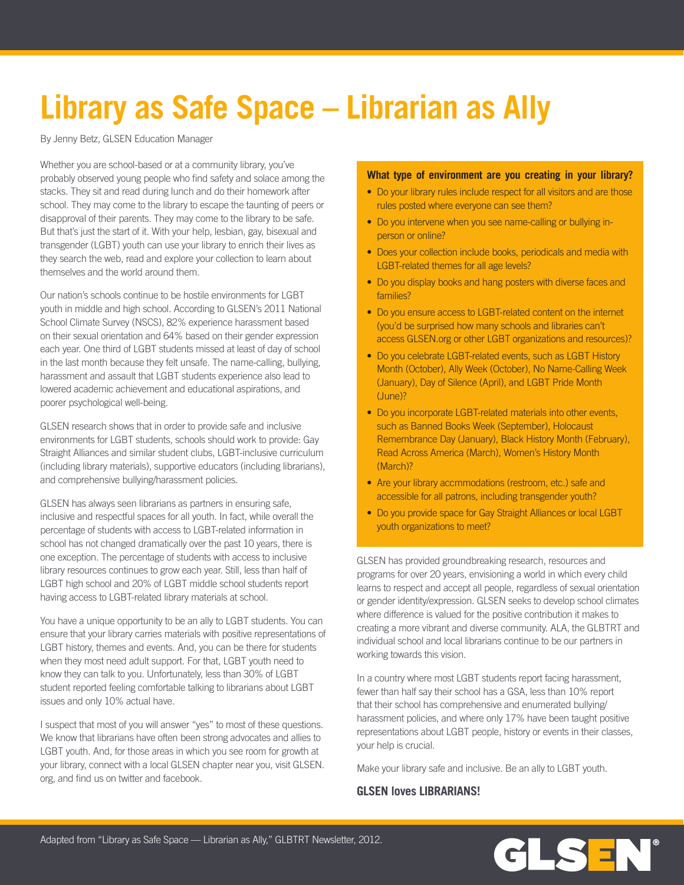# Library as Safe Space – Librarian as Ally

By Jenny Betz, GLSEN Education Manager

Whether you are school-based or at a community library, you've probably observed young people who find safety and solace among the stacks. They sit and read during lunch and do their homework after school. They may come to the library to escape the taunting of peers or disapproval of their parents. They may come to the library to be safe. But that's just the start of it. With your help, lesbian, gay, bisexual and transgender (LGBT) youth can use your library to enrich their lives as they search the web, read and explore your collection to learn about themselves and the world around them.

Our nation's schools continue to be hostile environments for LGBT youth in middle and high school. According to GLSEN's 2011 National School Climate Survey (NSCS), 82% experience harassment based on their sexual orientation and 64% based on their gender expression each year. One third of LGBT students missed at least of day of school in the last month because they felt unsafe. The name-calling, bullying, harassment and assault that LGBT students experience also lead to lowered academic achievement and educational aspirations, and poorer psychological well-being.

GLSEN research shows that in order to provide safe and inclusive environments for LGBT students, schools should work to provide: Gay Straight Alliances and similar student clubs, LGBT-inclusive curriculum (including library materials), supportive educators (including librarians), and comprehensive bullying/harassment policies.

GLSEN has always seen librarians as partners in ensuring safe, inclusive and respectful spaces for all youth. In fact, while overall the percentage of students with access to LGBT-related information in school has not changed dramatically over the past 10 years, there is one exception. The percentage of students with access to inclusive library resources continues to grow each year. Still, less than half of LGBT high school and 20% of LGBT middle school students report having access to LGBT-related library materials at school.

You have a unique opportunity to be an ally to LGBT students. You can ensure that your library carries materials with positive representations of LGBT history, themes and events. And, you can be there for students when they most need adult support. For that, LGBT youth need to know they can talk to you. Unfortunately, less than 30% of LGBT student reported feeling comfortable talking to librarians about LGBT issues and only 10% actual have.

I suspect that most of you will answer "yes" to most of these questions. We know that librarians have often been strong advocates and allies to LGBT youth. And, for those areas in which you see room for growth at your library, connect with a local GLSEN chapter near you, visit GLSEN.org, and find us on twitter and facebook.

**What type of environment are you creating in your library?**

- Do your library rules include respect for all visitors and are those rules posted where everyone can see them?
- Do you intervene when you see name-calling or bullying in-person or online?
- Does your collection include books, periodicals and media with LGBT-related themes for all age levels?
- Do you display books and hang posters with diverse faces and families?
- Do you ensure access to LGBT-related content on the internet (you'd be surprised how many schools and libraries can't access GLSEN.org or other LGBT organizations and resources)?
- Do you celebrate LGBT-related events, such as LGBT History Month (October), Ally Week (October), No Name-Calling Week (January), Day of Silence (April), and LGBT Pride Month (June)?
- Do you incorporate LGBT-related materials into other events, such as Banned Books Week (September), Holocaust Remembrance Day (January), Black History Month (February), Read Across America (March), Women's History Month (March)?
- Are your library accmmodations (restroom, etc.) safe and accessible for all patrons, including transgender youth?
- Do you provide space for Gay Straight Alliances or local LGBT youth organizations to meet?

GLSEN has provided groundbreaking research, resources and programs for over 20 years, envisioning a world in which every child learns to respect and accept all people, regardless of sexual orientation or gender identity/expression. GLSEN seeks to develop school climates where difference is valued for the positive contribution it makes to creating a more vibrant and diverse community. ALA, the GLBTRT and individual school and local librarians continue to be our partners in working towards this vision.

In a country where most LGBT students report facing harassment, fewer than half say their school has a GSA, less than 10% report that their school has comprehensive and enumerated bullying/harassment policies, and where only 17% have been taught positive representations about LGBT people, history or events in their classes, your help is crucial.

Make your library safe and inclusive. Be an ally to LGBT youth.

**GLSEN loves LIBRARIANS!**

Adapted from "Library as Safe Space — Librarian as Ally," GLBTRT Newsletter, 2012.

GLSEN®